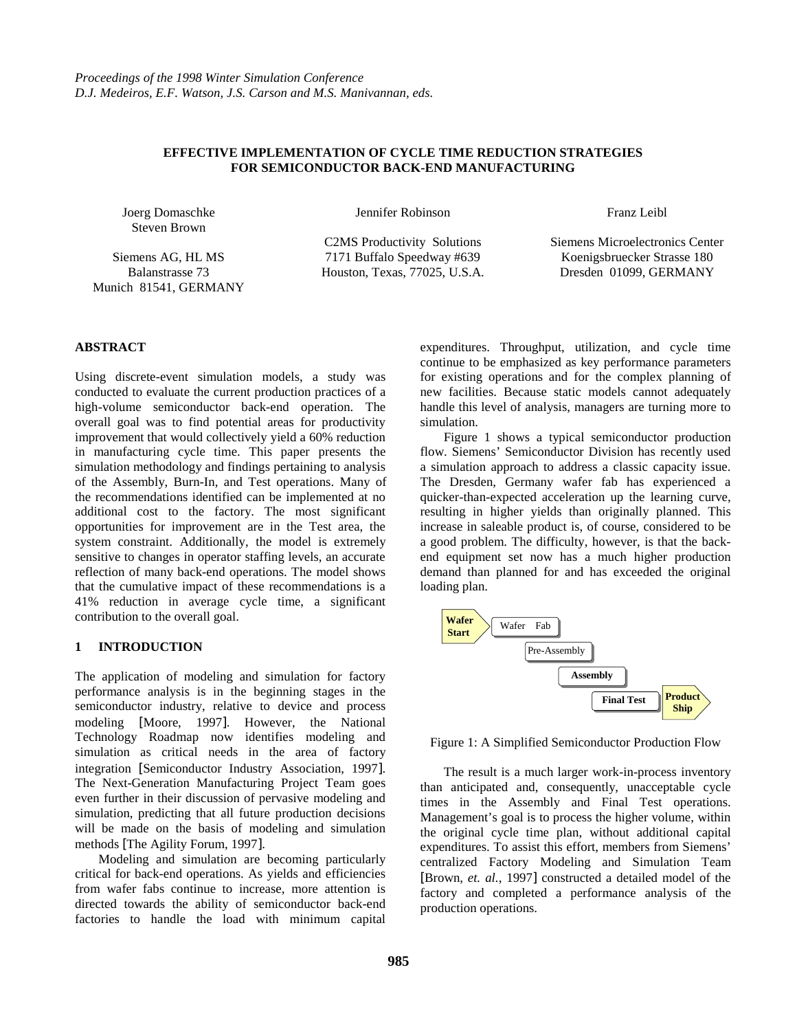*Proceedings of the 1998 Winter Simulation Conference*
*D.J. Medeiros, E.F. Watson, J.S. Carson and M.S. Manivannan, eds.*

# EFFECTIVE IMPLEMENTATION OF CYCLE TIME REDUCTION STRATEGIES FOR SEMICONDUCTOR BACK-END MANUFACTURING

Joerg Domaschke
Steven Brown

Siemens AG, HL MS
Balanstrasse 73
Munich 81541, GERMANY

Jennifer Robinson

C2MS Productivity Solutions
7171 Buffalo Speedway #639
Houston, Texas, 77025, U.S.A.

Franz Leibl

Siemens Microelectronics Center
Koenigsbruecker Strasse 180
Dresden 01099, GERMANY

## ABSTRACT

Using discrete-event simulation models, a study was conducted to evaluate the current production practices of a high-volume semiconductor back-end operation. The overall goal was to find potential areas for productivity improvement that would collectively yield a 60% reduction in manufacturing cycle time. This paper presents the simulation methodology and findings pertaining to analysis of the Assembly, Burn-In, and Test operations. Many of the recommendations identified can be implemented at no additional cost to the factory. The most significant opportunities for improvement are in the Test area, the system constraint. Additionally, the model is extremely sensitive to changes in operator staffing levels, an accurate reflection of many back-end operations. The model shows that the cumulative impact of these recommendations is a 41% reduction in average cycle time, a significant contribution to the overall goal.

## 1 INTRODUCTION

The application of modeling and simulation for factory performance analysis is in the beginning stages in the semiconductor industry, relative to device and process modeling [Moore, 1997]. However, the National Technology Roadmap now identifies modeling and simulation as critical needs in the area of factory integration [Semiconductor Industry Association, 1997]. The Next-Generation Manufacturing Project Team goes even further in their discussion of pervasive modeling and simulation, predicting that all future production decisions will be made on the basis of modeling and simulation methods [The Agility Forum, 1997].

Modeling and simulation are becoming particularly critical for back-end operations. As yields and efficiencies from wafer fabs continue to increase, more attention is directed towards the ability of semiconductor back-end factories to handle the load with minimum capital expenditures. Throughput, utilization, and cycle time continue to be emphasized as key performance parameters for existing operations and for the complex planning of new facilities. Because static models cannot adequately handle this level of analysis, managers are turning more to simulation.

Figure 1 shows a typical semiconductor production flow. Siemens' Semiconductor Division has recently used a simulation approach to address a classic capacity issue. The Dresden, Germany wafer fab has experienced a quicker-than-expected acceleration up the learning curve, resulting in higher yields than originally planned. This increase in saleable product is, of course, considered to be a good problem. The difficulty, however, is that the back-end equipment set now has a much higher production demand than planned for and has exceeded the original loading plan.

Wafer Start → Wafer Fab → Pre-Assembly → Assembly → Final Test → Product Ship

Figure 1: A Simplified Semiconductor Production Flow

The result is a much larger work-in-process inventory than anticipated and, consequently, unacceptable cycle times in the Assembly and Final Test operations. Management's goal is to process the higher volume, within the original cycle time plan, without additional capital expenditures. To assist this effort, members from Siemens' centralized Factory Modeling and Simulation Team [Brown, *et. al.*, 1997] constructed a detailed model of the factory and completed a performance analysis of the production operations.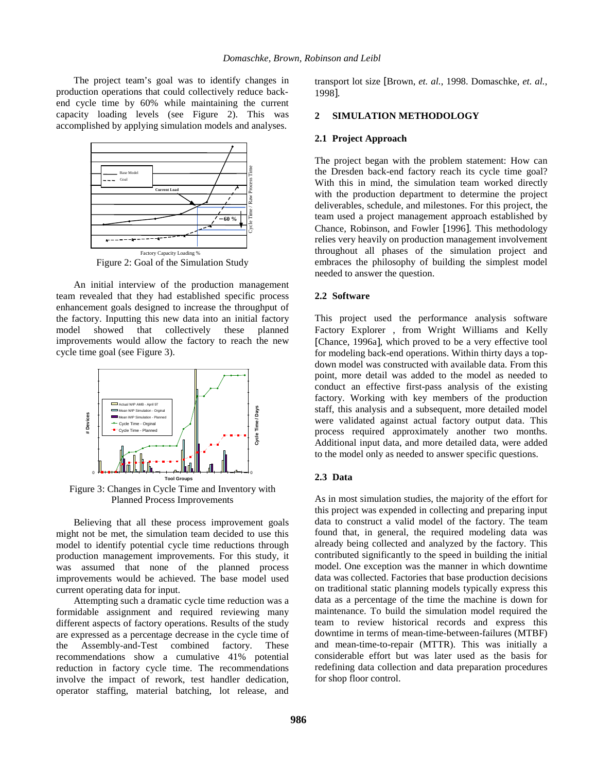The project team's goal was to identify changes in production operations that could collectively reduce back-end cycle time by 60% while maintaining the current capacity loading levels (see Figure 2). This was accomplished by applying simulation models and analyses.

Figure 2: Goal of the Simulation Study

An initial interview of the production management team revealed that they had established specific process enhancement goals designed to increase the throughput of the factory. Inputting this new data into an initial factory model showed that collectively these planned improvements would allow the factory to reach the new cycle time goal (see Figure 3).

Figure 3: Changes in Cycle Time and Inventory with Planned Process Improvements

Believing that all these process improvement goals might not be met, the simulation team decided to use this model to identify potential cycle time reductions through production management improvements. For this study, it was assumed that none of the planned process improvements would be achieved. The base model used current operating data for input.

Attempting such a dramatic cycle time reduction was a formidable assignment and required reviewing many different aspects of factory operations. Results of the study are expressed as a percentage decrease in the cycle time of the Assembly-and-Test combined factory. These recommendations show a cumulative 41% potential reduction in factory cycle time. The recommendations involve the impact of rework, test handler dedication, operator staffing, material batching, lot release, and transport lot size [Brown, *et. al.*, 1998. Domaschke, *et. al.*, 1998].

## 2 SIMULATION METHODOLOGY

### 2.1 Project Approach

The project began with the problem statement: How can the Dresden back-end factory reach its cycle time goal? With this in mind, the simulation team worked directly with the production department to determine the project deliverables, schedule, and milestones. For this project, the team used a project management approach established by Chance, Robinson, and Fowler [1996]. This methodology relies very heavily on production management involvement throughout all phases of the simulation project and embraces the philosophy of building the simplest model needed to answer the question.

### 2.2 Software

This project used the performance analysis software Factory Explorer , from Wright Williams and Kelly [Chance, 1996a], which proved to be a very effective tool for modeling back-end operations. Within thirty days a top-down model was constructed with available data. From this point, more detail was added to the model as needed to conduct an effective first-pass analysis of the existing factory. Working with key members of the production staff, this analysis and a subsequent, more detailed model were validated against actual factory output data. This process required approximately another two months. Additional input data, and more detailed data, were added to the model only as needed to answer specific questions.

### 2.3 Data

As in most simulation studies, the majority of the effort for this project was expended in collecting and preparing input data to construct a valid model of the factory. The team found that, in general, the required modeling data was already being collected and analyzed by the factory. This contributed significantly to the speed in building the initial model. One exception was the manner in which downtime data was collected. Factories that base production decisions on traditional static planning models typically express this data as a percentage of the time the machine is down for maintenance. To build the simulation model required the team to review historical records and express this downtime in terms of mean-time-between-failures (MTBF) and mean-time-to-repair (MTTR). This was initially a considerable effort but was later used as the basis for redefining data collection and data preparation procedures for shop floor control.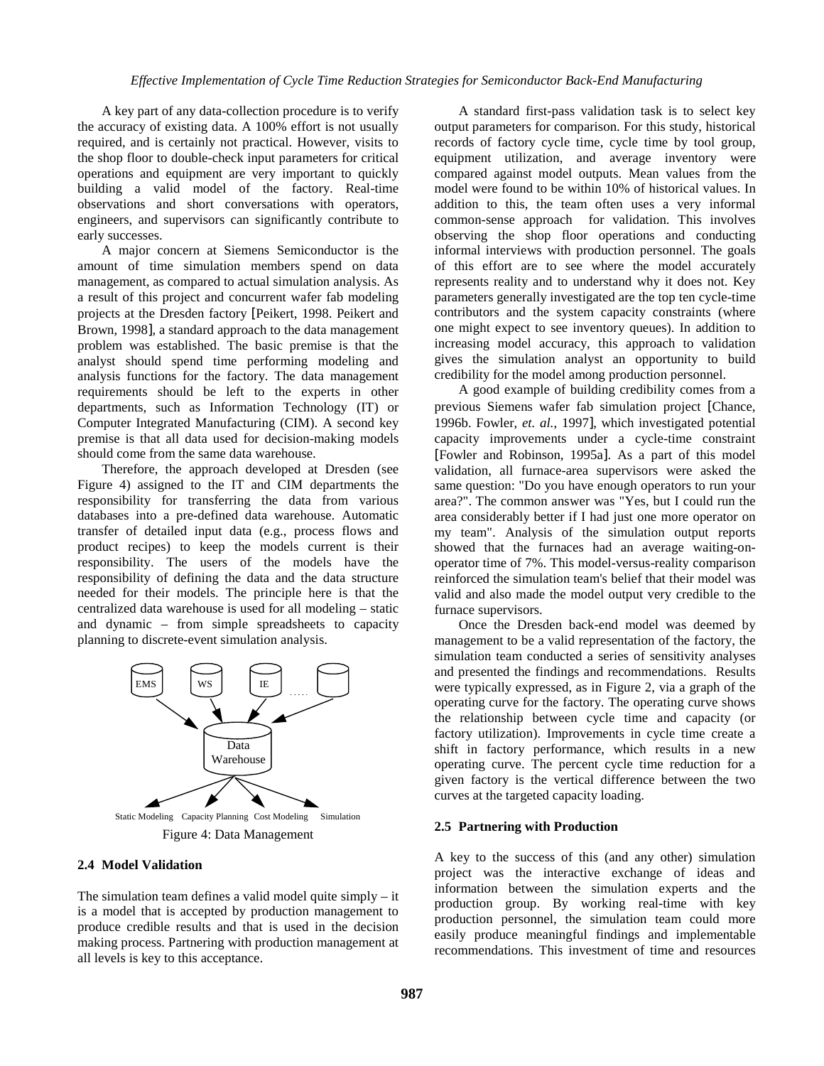A key part of any data-collection procedure is to verify the accuracy of existing data. A 100% effort is not usually required, and is certainly not practical. However, visits to the shop floor to double-check input parameters for critical operations and equipment are very important to quickly building a valid model of the factory. Real-time observations and short conversations with operators, engineers, and supervisors can significantly contribute to early successes.

A major concern at Siemens Semiconductor is the amount of time simulation members spend on data management, as compared to actual simulation analysis. As a result of this project and concurrent wafer fab modeling projects at the Dresden factory [Peikert, 1998. Peikert and Brown, 1998], a standard approach to the data management problem was established. The basic premise is that the analyst should spend time performing modeling and analysis functions for the factory. The data management requirements should be left to the experts in other departments, such as Information Technology (IT) or Computer Integrated Manufacturing (CIM). A second key premise is that all data used for decision-making models should come from the same data warehouse.

Therefore, the approach developed at Dresden (see Figure 4) assigned to the IT and CIM departments the responsibility for transferring the data from various databases into a pre-defined data warehouse. Automatic transfer of detailed input data (e.g., process flows and product recipes) to keep the models current is their responsibility. The users of the models have the responsibility of defining the data and the data structure needed for their models. The principle here is that the centralized data warehouse is used for all modeling – static and dynamic – from simple spreadsheets to capacity planning to discrete-event simulation analysis.

EMS WS IE .....

Data Warehouse

Static Modeling Capacity Planning Cost Modeling Simulation

Figure 4: Data Management

## 2.4 Model Validation

The simulation team defines a valid model quite simply – it is a model that is accepted by production management to produce credible results and that is used in the decision making process. Partnering with production management at all levels is key to this acceptance.

A standard first-pass validation task is to select key output parameters for comparison. For this study, historical records of factory cycle time, cycle time by tool group, equipment utilization, and average inventory were compared against model outputs. Mean values from the model were found to be within 10% of historical values. In addition to this, the team often uses a very informal common-sense approach for validation. This involves observing the shop floor operations and conducting informal interviews with production personnel. The goals of this effort are to see where the model accurately represents reality and to understand why it does not. Key parameters generally investigated are the top ten cycle-time contributors and the system capacity constraints (where one might expect to see inventory queues). In addition to increasing model accuracy, this approach to validation gives the simulation analyst an opportunity to build credibility for the model among production personnel.

A good example of building credibility comes from a previous Siemens wafer fab simulation project [Chance, 1996b. Fowler, *et. al.*, 1997], which investigated potential capacity improvements under a cycle-time constraint [Fowler and Robinson, 1995a]. As a part of this model validation, all furnace-area supervisors were asked the same question: "Do you have enough operators to run your area?". The common answer was "Yes, but I could run the area considerably better if I had just one more operator on my team". Analysis of the simulation output reports showed that the furnaces had an average waiting-on-operator time of 7%. This model-versus-reality comparison reinforced the simulation team's belief that their model was valid and also made the model output very credible to the furnace supervisors.

Once the Dresden back-end model was deemed by management to be a valid representation of the factory, the simulation team conducted a series of sensitivity analyses and presented the findings and recommendations. Results were typically expressed, as in Figure 2, via a graph of the operating curve for the factory. The operating curve shows the relationship between cycle time and capacity (or factory utilization). Improvements in cycle time create a shift in factory performance, which results in a new operating curve. The percent cycle time reduction for a given factory is the vertical difference between the two curves at the targeted capacity loading.

## 2.5 Partnering with Production

A key to the success of this (and any other) simulation project was the interactive exchange of ideas and information between the simulation experts and the production group. By working real-time with key production personnel, the simulation team could more easily produce meaningful findings and implementable recommendations. This investment of time and resources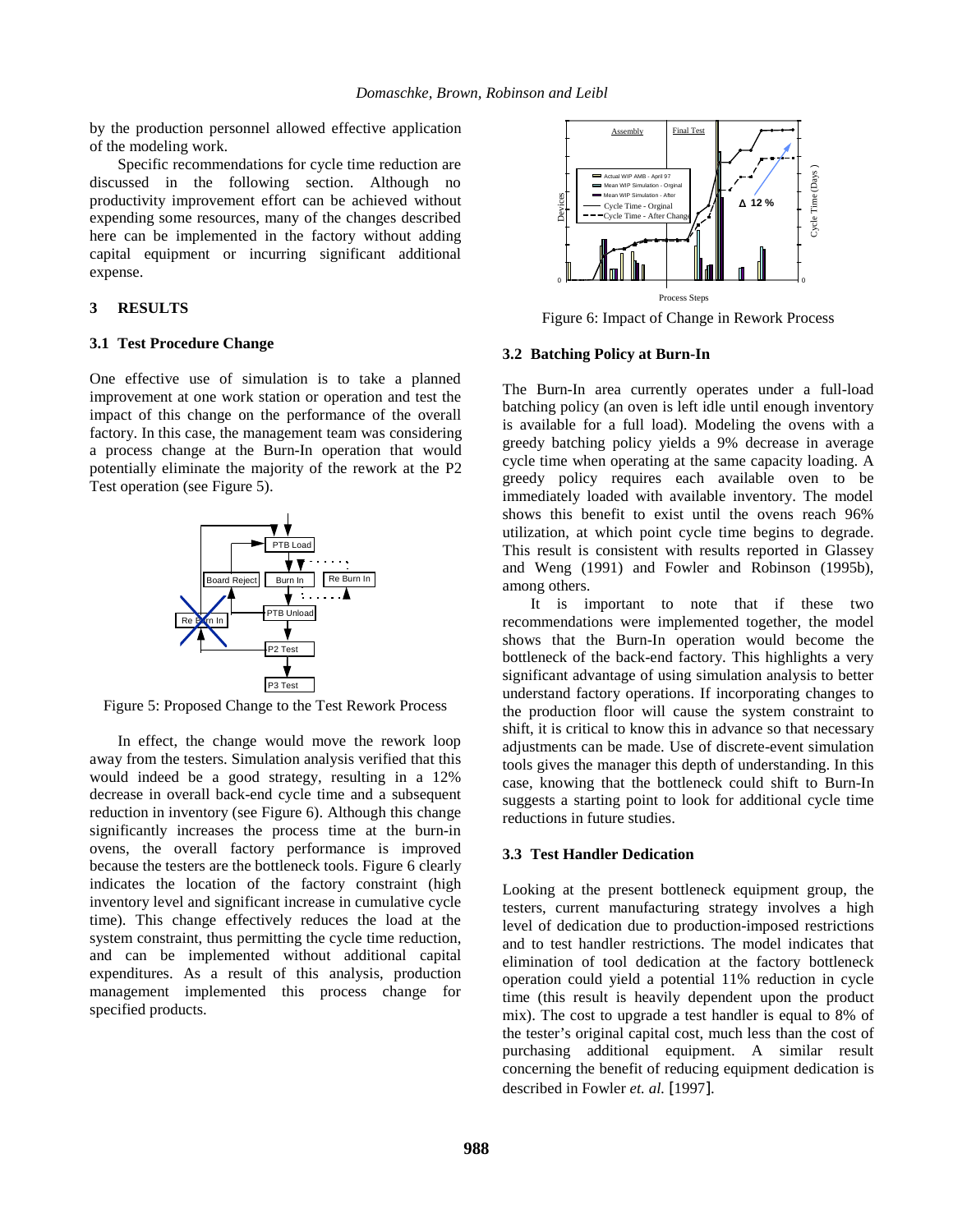by the production personnel allowed effective application of the modeling work.

Specific recommendations for cycle time reduction are discussed in the following section. Although no productivity improvement effort can be achieved without expending some resources, many of the changes described here can be implemented in the factory without adding capital equipment or incurring significant additional expense.

## 3 RESULTS

### 3.1 Test Procedure Change

One effective use of simulation is to take a planned improvement at one work station or operation and test the impact of this change on the performance of the overall factory. In this case, the management team was considering a process change at the Burn-In operation that would potentially eliminate the majority of the rework at the P2 Test operation (see Figure 5).

Figure 5: Proposed Change to the Test Rework Process

In effect, the change would move the rework loop away from the testers. Simulation analysis verified that this would indeed be a good strategy, resulting in a 12% decrease in overall back-end cycle time and a subsequent reduction in inventory (see Figure 6). Although this change significantly increases the process time at the burn-in ovens, the overall factory performance is improved because the testers are the bottleneck tools. Figure 6 clearly indicates the location of the factory constraint (high inventory level and significant increase in cumulative cycle time). This change effectively reduces the load at the system constraint, thus permitting the cycle time reduction, and can be implemented without additional capital expenditures. As a result of this analysis, production management implemented this process change for specified products.

Figure 6: Impact of Change in Rework Process

### 3.2 Batching Policy at Burn-In

The Burn-In area currently operates under a full-load batching policy (an oven is left idle until enough inventory is available for a full load). Modeling the ovens with a greedy batching policy yields a 9% decrease in average cycle time when operating at the same capacity loading. A greedy policy requires each available oven to be immediately loaded with available inventory. The model shows this benefit to exist until the ovens reach 96% utilization, at which point cycle time begins to degrade. This result is consistent with results reported in Glassey and Weng (1991) and Fowler and Robinson (1995b), among others.

It is important to note that if these two recommendations were implemented together, the model shows that the Burn-In operation would become the bottleneck of the back-end factory. This highlights a very significant advantage of using simulation analysis to better understand factory operations. If incorporating changes to the production floor will cause the system constraint to shift, it is critical to know this in advance so that necessary adjustments can be made. Use of discrete-event simulation tools gives the manager this depth of understanding. In this case, knowing that the bottleneck could shift to Burn-In suggests a starting point to look for additional cycle time reductions in future studies.

### 3.3 Test Handler Dedication

Looking at the present bottleneck equipment group, the testers, current manufacturing strategy involves a high level of dedication due to production-imposed restrictions and to test handler restrictions. The model indicates that elimination of tool dedication at the factory bottleneck operation could yield a potential 11% reduction in cycle time (this result is heavily dependent upon the product mix). The cost to upgrade a test handler is equal to 8% of the tester's original capital cost, much less than the cost of purchasing additional equipment. A similar result concerning the benefit of reducing equipment dedication is described in Fowler *et. al.* [1997].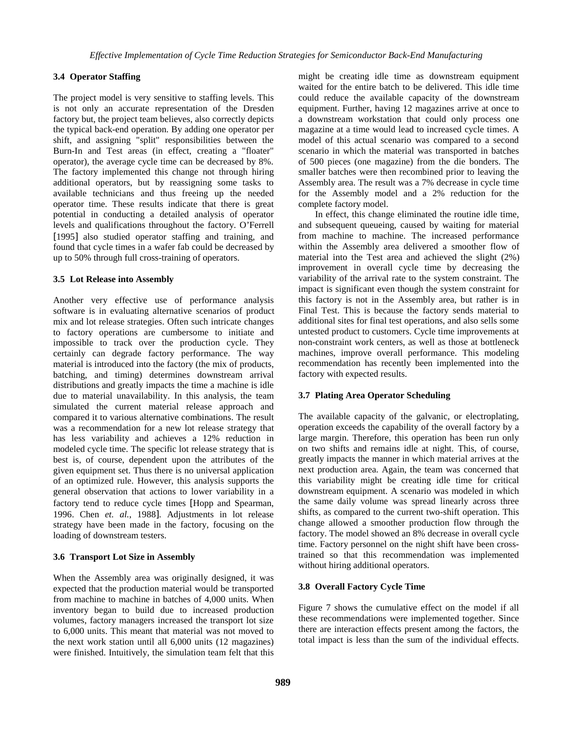### 3.4 Operator Staffing

The project model is very sensitive to staffing levels. This is not only an accurate representation of the Dresden factory but, the project team believes, also correctly depicts the typical back-end operation. By adding one operator per shift, and assigning "split" responsibilities between the Burn-In and Test areas (in effect, creating a "floater" operator), the average cycle time can be decreased by 8%. The factory implemented this change not through hiring additional operators, but by reassigning some tasks to available technicians and thus freeing up the needed operator time. These results indicate that there is great potential in conducting a detailed analysis of operator levels and qualifications throughout the factory. O'Ferrell [1995] also studied operator staffing and training, and found that cycle times in a wafer fab could be decreased by up to 50% through full cross-training of operators.

### 3.5 Lot Release into Assembly

Another very effective use of performance analysis software is in evaluating alternative scenarios of product mix and lot release strategies. Often such intricate changes to factory operations are cumbersome to initiate and impossible to track over the production cycle. They certainly can degrade factory performance. The way material is introduced into the factory (the mix of products, batching, and timing) determines downstream arrival distributions and greatly impacts the time a machine is idle due to material unavailability. In this analysis, the team simulated the current material release approach and compared it to various alternative combinations. The result was a recommendation for a new lot release strategy that has less variability and achieves a 12% reduction in modeled cycle time. The specific lot release strategy that is best is, of course, dependent upon the attributes of the given equipment set. Thus there is no universal application of an optimized rule. However, this analysis supports the general observation that actions to lower variability in a factory tend to reduce cycle times [Hopp and Spearman, 1996. Chen *et. al.*, 1988]. Adjustments in lot release strategy have been made in the factory, focusing on the loading of downstream testers.

### 3.6 Transport Lot Size in Assembly

When the Assembly area was originally designed, it was expected that the production material would be transported from machine to machine in batches of 4,000 units. When inventory began to build due to increased production volumes, factory managers increased the transport lot size to 6,000 units. This meant that material was not moved to the next work station until all 6,000 units (12 magazines) were finished. Intuitively, the simulation team felt that this might be creating idle time as downstream equipment waited for the entire batch to be delivered. This idle time could reduce the available capacity of the downstream equipment. Further, having 12 magazines arrive at once to a downstream workstation that could only process one magazine at a time would lead to increased cycle times. A model of this actual scenario was compared to a second scenario in which the material was transported in batches of 500 pieces (one magazine) from the die bonders. The smaller batches were then recombined prior to leaving the Assembly area. The result was a 7% decrease in cycle time for the Assembly model and a 2% reduction for the complete factory model.

In effect, this change eliminated the routine idle time, and subsequent queueing, caused by waiting for material from machine to machine. The increased performance within the Assembly area delivered a smoother flow of material into the Test area and achieved the slight (2%) improvement in overall cycle time by decreasing the variability of the arrival rate to the system constraint. The impact is significant even though the system constraint for this factory is not in the Assembly area, but rather is in Final Test. This is because the factory sends material to additional sites for final test operations, and also sells some untested product to customers. Cycle time improvements at non-constraint work centers, as well as those at bottleneck machines, improve overall performance. This modeling recommendation has recently been implemented into the factory with expected results.

### 3.7 Plating Area Operator Scheduling

The available capacity of the galvanic, or electroplating, operation exceeds the capability of the overall factory by a large margin. Therefore, this operation has been run only on two shifts and remains idle at night. This, of course, greatly impacts the manner in which material arrives at the next production area. Again, the team was concerned that this variability might be creating idle time for critical downstream equipment. A scenario was modeled in which the same daily volume was spread linearly across three shifts, as compared to the current two-shift operation. This change allowed a smoother production flow through the factory. The model showed an 8% decrease in overall cycle time. Factory personnel on the night shift have been cross-trained so that this recommendation was implemented without hiring additional operators.

### 3.8 Overall Factory Cycle Time

Figure 7 shows the cumulative effect on the model if all these recommendations were implemented together. Since there are interaction effects present among the factors, the total impact is less than the sum of the individual effects.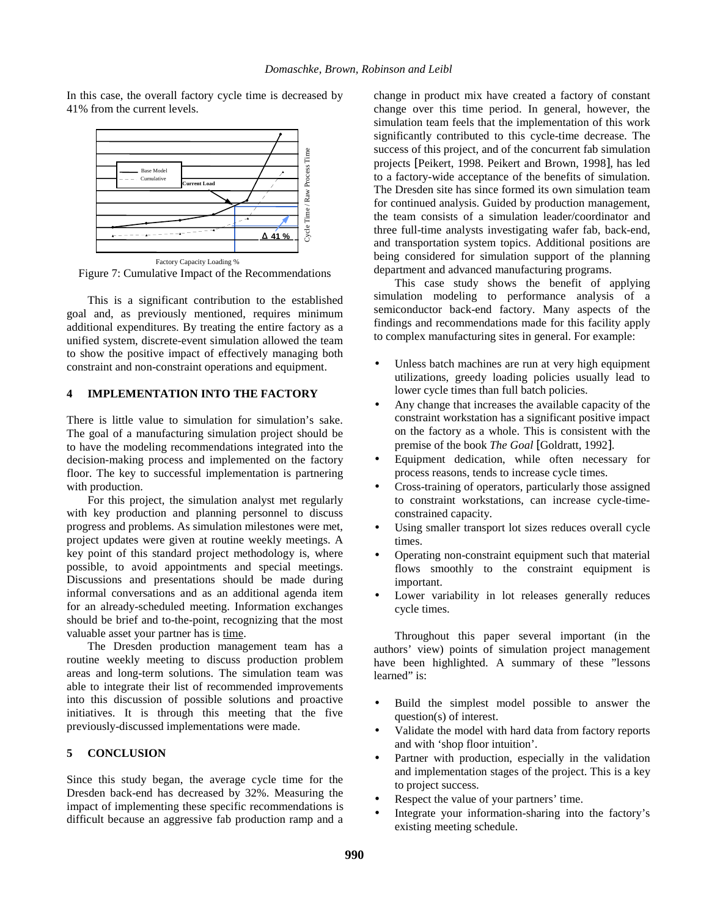In this case, the overall factory cycle time is decreased by 41% from the current levels.

Base Model
Cumulative
Current Load
Δ 41 %
Cycle Time / Raw Process Time
Factory Capacity Loading %

Figure 7: Cumulative Impact of the Recommendations

This is a significant contribution to the established goal and, as previously mentioned, requires minimum additional expenditures. By treating the entire factory as a unified system, discrete-event simulation allowed the team to show the positive impact of effectively managing both constraint and non-constraint operations and equipment.

## 4 IMPLEMENTATION INTO THE FACTORY

There is little value to simulation for simulation's sake. The goal of a manufacturing simulation project should be to have the modeling recommendations integrated into the decision-making process and implemented on the factory floor. The key to successful implementation is partnering with production.

For this project, the simulation analyst met regularly with key production and planning personnel to discuss progress and problems. As simulation milestones were met, project updates were given at routine weekly meetings. A key point of this standard project methodology is, where possible, to avoid appointments and special meetings. Discussions and presentations should be made during informal conversations and as an additional agenda item for an already-scheduled meeting. Information exchanges should be brief and to-the-point, recognizing that the most valuable asset your partner has is time.

The Dresden production management team has a routine weekly meeting to discuss production problem areas and long-term solutions. The simulation team was able to integrate their list of recommended improvements into this discussion of possible solutions and proactive initiatives. It is through this meeting that the five previously-discussed implementations were made.

## 5 CONCLUSION

Since this study began, the average cycle time for the Dresden back-end has decreased by 32%. Measuring the impact of implementing these specific recommendations is difficult because an aggressive fab production ramp and a change in product mix have created a factory of constant change over this time period. In general, however, the simulation team feels that the implementation of this work significantly contributed to this cycle-time decrease. The success of this project, and of the concurrent fab simulation projects [Peikert, 1998. Peikert and Brown, 1998], has led to a factory-wide acceptance of the benefits of simulation. The Dresden site has since formed its own simulation team for continued analysis. Guided by production management, the team consists of a simulation leader/coordinator and three full-time analysts investigating wafer fab, back-end, and transportation system topics. Additional positions are being considered for simulation support of the planning department and advanced manufacturing programs.

This case study shows the benefit of applying simulation modeling to performance analysis of a semiconductor back-end factory. Many aspects of the findings and recommendations made for this facility apply to complex manufacturing sites in general. For example:

- Unless batch machines are run at very high equipment utilizations, greedy loading policies usually lead to lower cycle times than full batch policies.
- Any change that increases the available capacity of the constraint workstation has a significant positive impact on the factory as a whole. This is consistent with the premise of the book *The Goal* [Goldratt, 1992].
- Equipment dedication, while often necessary for process reasons, tends to increase cycle times.
- Cross-training of operators, particularly those assigned to constraint workstations, can increase cycle-time-constrained capacity.
- Using smaller transport lot sizes reduces overall cycle times.
- Operating non-constraint equipment such that material flows smoothly to the constraint equipment is important.
- Lower variability in lot releases generally reduces cycle times.

Throughout this paper several important (in the authors' view) points of simulation project management have been highlighted. A summary of these "lessons learned" is:

- Build the simplest model possible to answer the question(s) of interest.
- Validate the model with hard data from factory reports and with 'shop floor intuition'.
- Partner with production, especially in the validation and implementation stages of the project. This is a key to project success.
- Respect the value of your partners' time.
- Integrate your information-sharing into the factory's existing meeting schedule.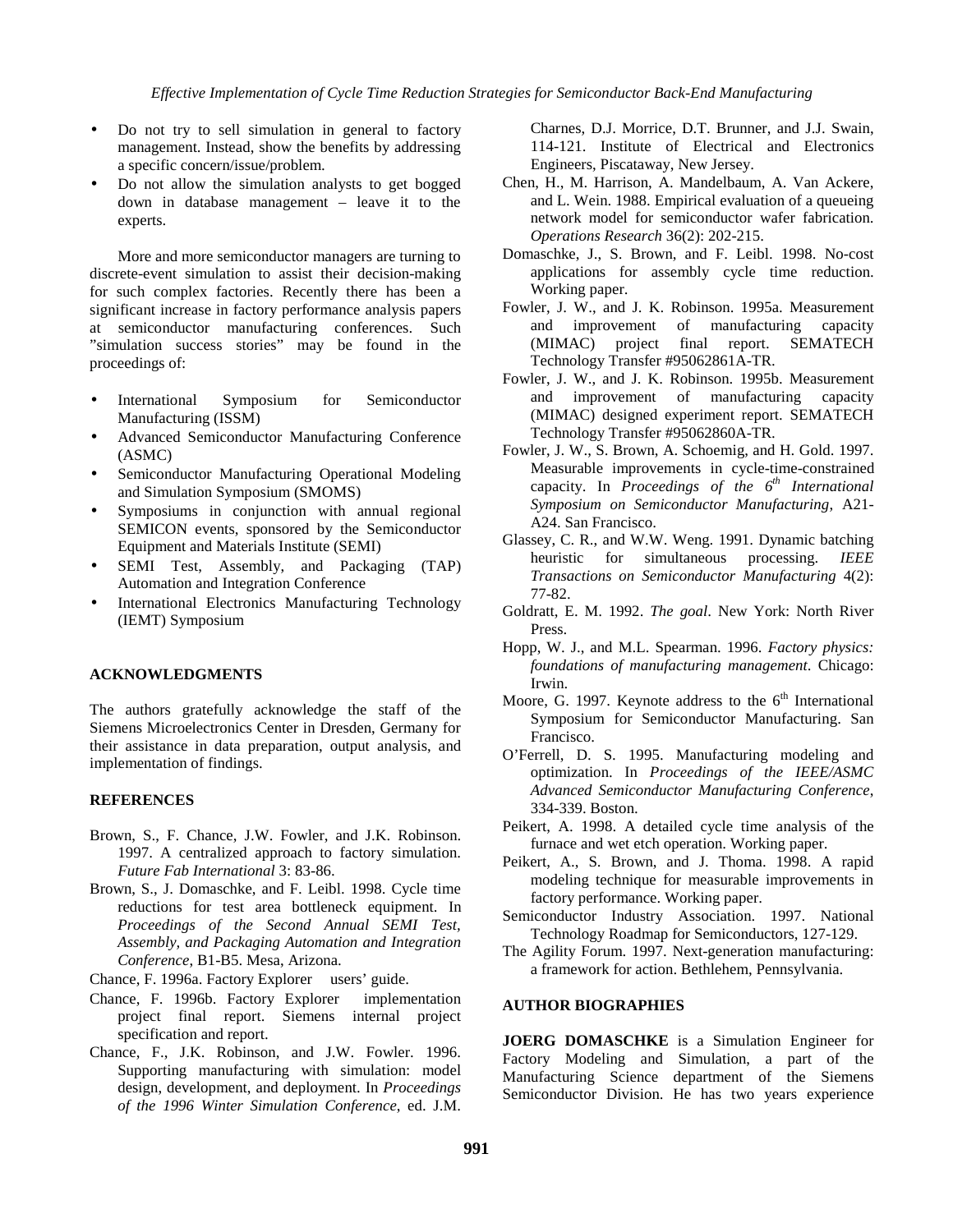- Do not try to sell simulation in general to factory management. Instead, show the benefits by addressing a specific concern/issue/problem.
- Do not allow the simulation analysts to get bogged down in database management – leave it to the experts.

More and more semiconductor managers are turning to discrete-event simulation to assist their decision-making for such complex factories. Recently there has been a significant increase in factory performance analysis papers at semiconductor manufacturing conferences. Such "simulation success stories" may be found in the proceedings of:

- International Symposium for Semiconductor Manufacturing (ISSM)
- Advanced Semiconductor Manufacturing Conference (ASMC)
- Semiconductor Manufacturing Operational Modeling and Simulation Symposium (SMOMS)
- Symposiums in conjunction with annual regional SEMICON events, sponsored by the Semiconductor Equipment and Materials Institute (SEMI)
- SEMI Test, Assembly, and Packaging (TAP) Automation and Integration Conference
- International Electronics Manufacturing Technology (IEMT) Symposium

## ACKNOWLEDGMENTS

The authors gratefully acknowledge the staff of the Siemens Microelectronics Center in Dresden, Germany for their assistance in data preparation, output analysis, and implementation of findings.

## REFERENCES

Brown, S., F. Chance, J.W. Fowler, and J.K. Robinson. 1997. A centralized approach to factory simulation. *Future Fab International* 3: 83-86.

Brown, S., J. Domaschke, and F. Leibl. 1998. Cycle time reductions for test area bottleneck equipment. In *Proceedings of the Second Annual SEMI Test, Assembly, and Packaging Automation and Integration Conference*, B1-B5. Mesa, Arizona.

Chance, F. 1996a. Factory Explorer users' guide.

Chance, F. 1996b. Factory Explorer implementation project final report. Siemens internal project specification and report.

Chance, F., J.K. Robinson, and J.W. Fowler. 1996. Supporting manufacturing with simulation: model design, development, and deployment. In *Proceedings of the 1996 Winter Simulation Conference*, ed. J.M. Charnes, D.J. Morrice, D.T. Brunner, and J.J. Swain, 114-121. Institute of Electrical and Electronics Engineers, Piscataway, New Jersey.

Chen, H., M. Harrison, A. Mandelbaum, A. Van Ackere, and L. Wein. 1988. Empirical evaluation of a queueing network model for semiconductor wafer fabrication. *Operations Research* 36(2): 202-215.

Domaschke, J., S. Brown, and F. Leibl. 1998. No-cost applications for assembly cycle time reduction. Working paper.

Fowler, J. W., and J. K. Robinson. 1995a. Measurement and improvement of manufacturing capacity (MIMAC) project final report. SEMATECH Technology Transfer #95062861A-TR.

Fowler, J. W., and J. K. Robinson. 1995b. Measurement and improvement of manufacturing capacity (MIMAC) designed experiment report. SEMATECH Technology Transfer #95062860A-TR.

Fowler, J. W., S. Brown, A. Schoemig, and H. Gold. 1997. Measurable improvements in cycle-time-constrained capacity. In *Proceedings of the 6th International Symposium on Semiconductor Manufacturing*, A21-A24. San Francisco.

Glassey, C. R., and W.W. Weng. 1991. Dynamic batching heuristic for simultaneous processing. *IEEE Transactions on Semiconductor Manufacturing* 4(2): 77-82.

Goldratt, E. M. 1992. *The goal*. New York: North River Press.

Hopp, W. J., and M.L. Spearman. 1996. *Factory physics: foundations of manufacturing management*. Chicago: Irwin.

Moore, G. 1997. Keynote address to the 6th International Symposium for Semiconductor Manufacturing. San Francisco.

O'Ferrell, D. S. 1995. Manufacturing modeling and optimization. In *Proceedings of the IEEE/ASMC Advanced Semiconductor Manufacturing Conference*, 334-339. Boston.

Peikert, A. 1998. A detailed cycle time analysis of the furnace and wet etch operation. Working paper.

Peikert, A., S. Brown, and J. Thoma. 1998. A rapid modeling technique for measurable improvements in factory performance. Working paper.

Semiconductor Industry Association. 1997. National Technology Roadmap for Semiconductors, 127-129.

The Agility Forum. 1997. Next-generation manufacturing: a framework for action. Bethlehem, Pennsylvania.

## AUTHOR BIOGRAPHIES

**JOERG DOMASCHKE** is a Simulation Engineer for Factory Modeling and Simulation, a part of the Manufacturing Science department of the Siemens Semiconductor Division. He has two years experience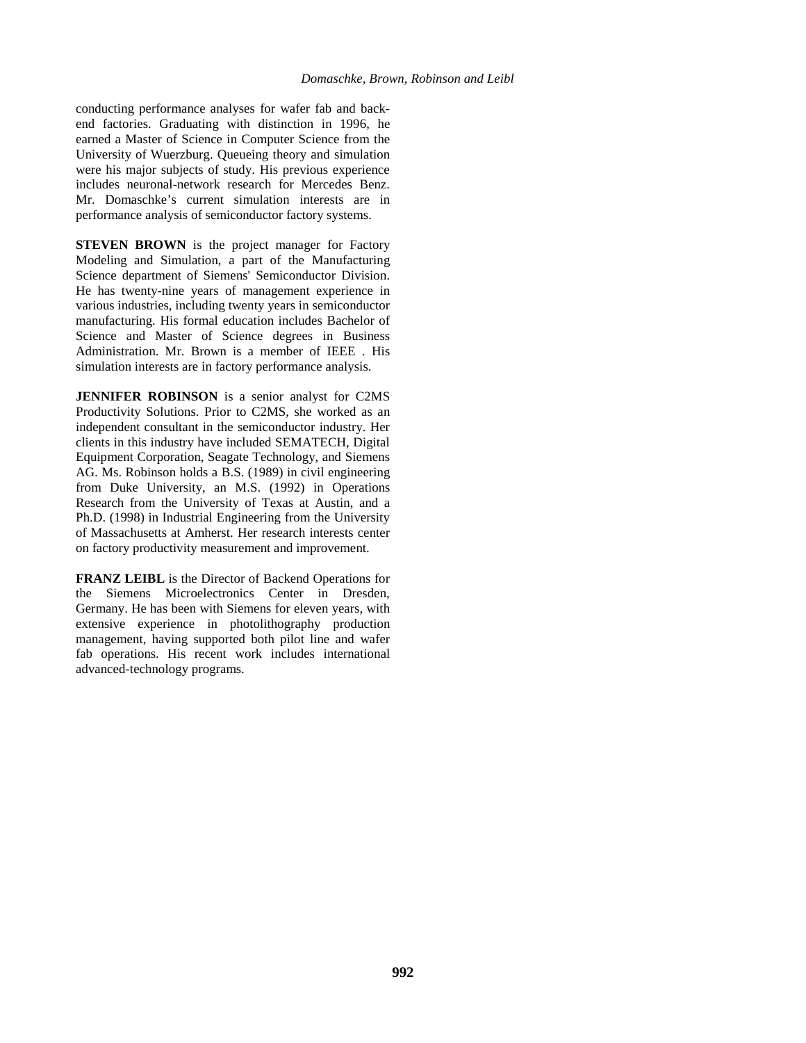conducting performance analyses for wafer fab and back-end factories. Graduating with distinction in 1996, he earned a Master of Science in Computer Science from the University of Wuerzburg. Queueing theory and simulation were his major subjects of study. His previous experience includes neuronal-network research for Mercedes Benz. Mr. Domaschke's current simulation interests are in performance analysis of semiconductor factory systems.

**STEVEN BROWN** is the project manager for Factory Modeling and Simulation, a part of the Manufacturing Science department of Siemens' Semiconductor Division. He has twenty-nine years of management experience in various industries, including twenty years in semiconductor manufacturing. His formal education includes Bachelor of Science and Master of Science degrees in Business Administration. Mr. Brown is a member of IEEE . His simulation interests are in factory performance analysis.

**JENNIFER ROBINSON** is a senior analyst for C2MS Productivity Solutions. Prior to C2MS, she worked as an independent consultant in the semiconductor industry. Her clients in this industry have included SEMATECH, Digital Equipment Corporation, Seagate Technology, and Siemens AG. Ms. Robinson holds a B.S. (1989) in civil engineering from Duke University, an M.S. (1992) in Operations Research from the University of Texas at Austin, and a Ph.D. (1998) in Industrial Engineering from the University of Massachusetts at Amherst. Her research interests center on factory productivity measurement and improvement.

**FRANZ LEIBL** is the Director of Backend Operations for the Siemens Microelectronics Center in Dresden, Germany. He has been with Siemens for eleven years, with extensive experience in photolithography production management, having supported both pilot line and wafer fab operations. His recent work includes international advanced-technology programs.